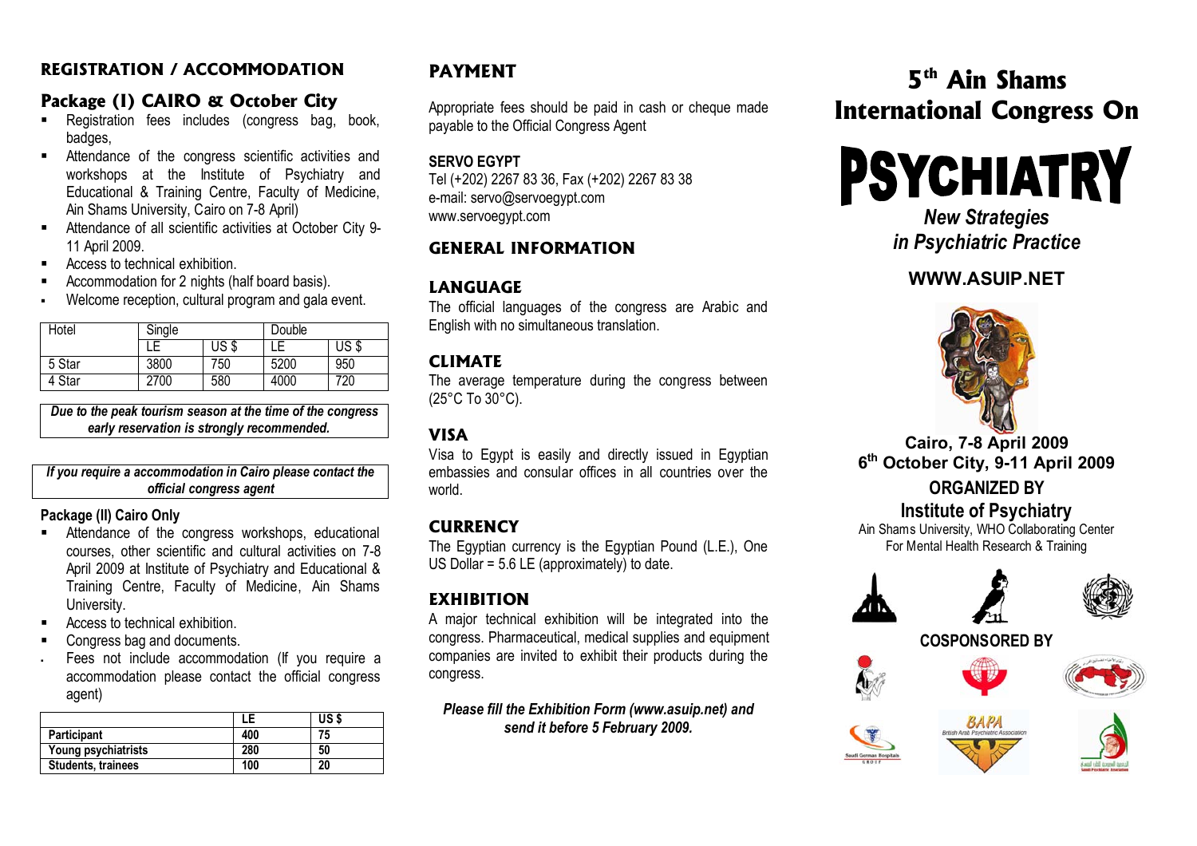## REGISTRATION / ACCOMMODATION

### Package (I) CAIRO & October City

- Registration fees includes (congress bag, book, badges,
- Attendance of the congress scientific activities and workshops at the Institute of Psychiatry and Educational & Training Centre, Faculty of Medicine, Ain Shams University, Cairo on 7-8 April)
- Attendance of all scientific activities at October City 9-11 April 2009.
- Access to technical exhibition.
- Accommodation for 2 nights (half board basis).
- Welcome reception, cultural program and gala event.

| Hotel | Single | | Double | |
|---|---|---|---|---|
| | LE | US $ | LE | US $ |
| 5 Star | 3800 | 750 | 5200 | 950 |
| 4 Star | 2700 | 580 | 4000 | 720 |

***Due to the peak tourism season at the time of the congress early reservation is strongly recommended.***

***If you require a accommodation in Cairo please contact the official congress agent***

### Package (II) Cairo Only

- Attendance of the congress workshops, educational courses, other scientific and cultural activities on 7-8 April 2009 at Institute of Psychiatry and Educational & Training Centre, Faculty of Medicine, Ain Shams University.
- Access to technical exhibition.
- Congress bag and documents.
- Fees not include accommodation (If you require a accommodation please contact the official congress agent)

| | LE | US $ |
|---|---|---|
| **Participant** | **400** | **75** |
| **Young psychiatrists** | **280** | **50** |
| **Students, trainees** | **100** | **20** |

## PAYMENT

Appropriate fees should be paid in cash or cheque made payable to the Official Congress Agent

**SERVO EGYPT**
Tel (+202) 2267 83 36, Fax (+202) 2267 83 38
e-mail: servo@servoegypt.com
www.servoegypt.com

## GENERAL INFORMATION

### LANGUAGE

The official languages of the congress are Arabic and English with no simultaneous translation.

### CLIMATE

The average temperature during the congress between (25°C To 30°C).

### VISA

Visa to Egypt is easily and directly issued in Egyptian embassies and consular offices in all countries over the world.

### CURRENCY

The Egyptian currency is the Egyptian Pound (L.E.), One US Dollar = 5.6 LE (approximately) to date.

### EXHIBITION

A major technical exhibition will be integrated into the congress. Pharmaceutical, medical supplies and equipment companies are invited to exhibit their products during the congress.

***Please fill the Exhibition Form (www.asuip.net) and send it before 5 February 2009.***

# 5th Ain Shams International Congress On

# PSYCHIATRY

***New Strategies in Psychiatric Practice***

**WWW.ASUIP.NET**

**Cairo, 7-8 April 2009**
**6th October City, 9-11 April 2009**

**ORGANIZED BY**

**Institute of Psychiatry**
Ain Shams University, WHO Collaborating Center For Mental Health Research & Training

**COSPONSORED BY**

BAPA
British Arab Psychiatric Association

Saudi German Hospitals GROUP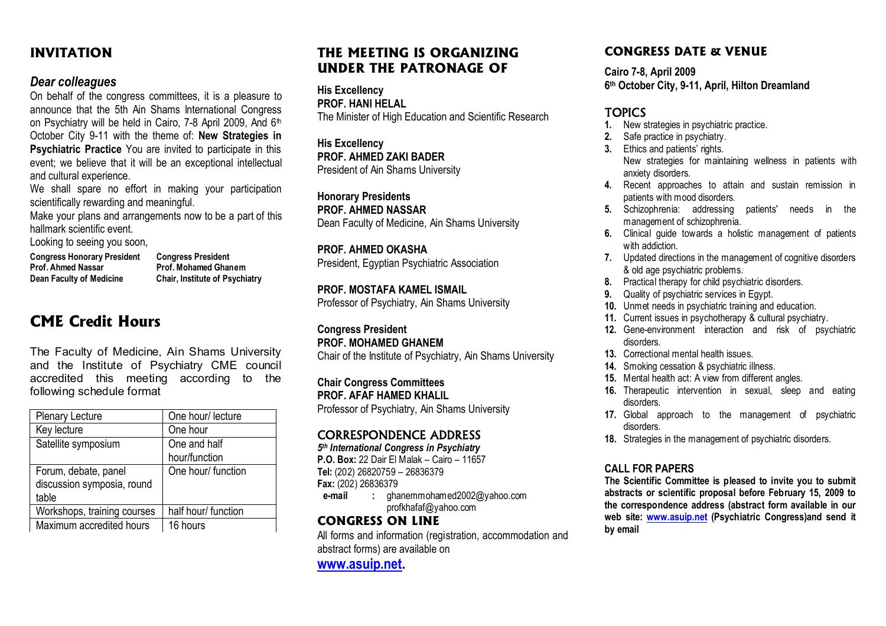## INVITATION

### *Dear colleagues*

On behalf of the congress committees, it is a pleasure to announce that the 5th Ain Shams International Congress on Psychiatry will be held in Cairo, 7-8 April 2009, And 6th October City 9-11 with the theme of: **New Strategies in Psychiatric Practice** You are invited to participate in this event; we believe that it will be an exceptional intellectual and cultural experience.

We shall spare no effort in making your participation scientifically rewarding and meaningful.

Make your plans and arrangements now to be a part of this hallmark scientific event.

Looking to seeing you soon,

| | |
|---|---|
| **Congress Honorary President** | **Congress President** |
| **Prof. Ahmed Nassar** | **Prof. Mohamed Ghanem** |
| **Dean Faculty of Medicine** | **Chair, Institute of Psychiatry** |

## CME Credit Hours

The Faculty of Medicine, Ain Shams University and the Institute of Psychiatry CME council accredited this meeting according to the following schedule format

| | |
|---|---|
| Plenary Lecture | One hour/ lecture |
| Key lecture | One hour |
| Satellite symposium | One and half hour/function |
| Forum, debate, panel discussion symposia, round table | One hour/ function |
| Workshops, training courses | half hour/ function |
| Maximum accredited hours | 16 hours |

## THE MEETING IS ORGANIZING UNDER THE PATRONAGE OF

**His Excellency**
**PROF. HANI HELAL**
The Minister of High Education and Scientific Research

**His Excellency**
**PROF. AHMED ZAKI BADER**
President of Ain Shams University

**Honorary Presidents**
**PROF. AHMED NASSAR**
Dean Faculty of Medicine, Ain Shams University

**PROF. AHMED OKASHA**
President, Egyptian Psychiatric Association

**PROF. MOSTAFA KAMEL ISMAIL**
Professor of Psychiatry, Ain Shams University

**Congress President**
**PROF. MOHAMED GHANEM**
Chair of the Institute of Psychiatry, Ain Shams University

**Chair Congress Committees**
**PROF. AFAF HAMED KHALIL**
Professor of Psychiatry, Ain Shams University

## CORRESPONDENCE ADDRESS

***5th International Congress in Psychiatry***
**P.O. Box:** 22 Dair El Malak – Cairo – 11657
**Tel:** (202) 26820759 – 26836379
**Fax:** (202) 26836379
**e-mail** : ghanemmohamed2002@yahoo.com
profkhafaf@yahoo.com

## CONGRESS ON LINE

All forms and information (registration, accommodation and abstract forms) are available on

**www.asuip.net.**

## CONGRESS DATE & VENUE

**Cairo 7-8, April 2009**
**6th October City, 9-11, April, Hilton Dreamland**

## TOPICS

1. New strategies in psychiatric practice.
2. Safe practice in psychiatry.
3. Ethics and patients' rights.
   New strategies for maintaining wellness in patients with anxiety disorders.
4. Recent approaches to attain and sustain remission in patients with mood disorders.
5. Schizophrenia: addressing patients' needs in the management of schizophrenia.
6. Clinical guide towards a holistic management of patients with addiction.
7. Updated directions in the management of cognitive disorders & old age psychiatric problems.
8. Practical therapy for child psychiatric disorders.
9. Quality of psychiatric services in Egypt.
10. Unmet needs in psychiatric training and education.
11. Current issues in psychotherapy & cultural psychiatry.
12. Gene-environment interaction and risk of psychiatric disorders.
13. Correctional mental health issues.
14. Smoking cessation & psychiatric illness.
15. Mental health act: A view from different angles.
16. Therapeutic intervention in sexual, sleep and eating disorders.
17. Global approach to the management of psychiatric disorders.
18. Strategies in the management of psychiatric disorders.

### CALL FOR PAPERS

**The Scientific Committee is pleased to invite you to submit abstracts or scientific proposal before February 15, 2009 to the correspondence address (abstract form available in our web site: www.asuip.net (Psychiatric Congress)and send it by email**